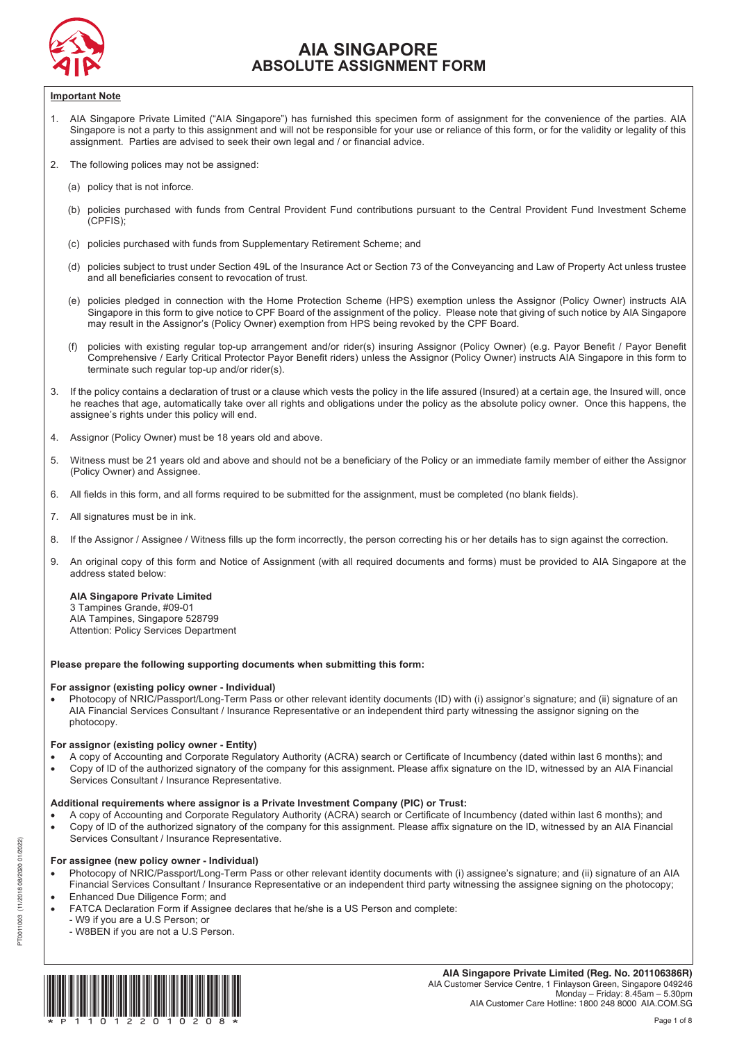# AIA SINGAPORE
## ABSOLUTE ASSIGNMENT FORM

**Important Note**

1. AIA Singapore Private Limited ("AIA Singapore") has furnished this specimen form of assignment for the convenience of the parties. AIA Singapore is not a party to this assignment and will not be responsible for your use or reliance of this form, or for the validity or legality of this assignment. Parties are advised to seek their own legal and / or financial advice.

2. The following polices may not be assigned:

   (a) policy that is not inforce.

   (b) policies purchased with funds from Central Provident Fund contributions pursuant to the Central Provident Fund Investment Scheme (CPFIS);

   (c) policies purchased with funds from Supplementary Retirement Scheme; and

   (d) policies subject to trust under Section 49L of the Insurance Act or Section 73 of the Conveyancing and Law of Property Act unless trustee and all beneficiaries consent to revocation of trust.

   (e) policies pledged in connection with the Home Protection Scheme (HPS) exemption unless the Assignor (Policy Owner) instructs AIA Singapore in this form to give notice to CPF Board of the assignment of the policy. Please note that giving of such notice by AIA Singapore may result in the Assignor's (Policy Owner) exemption from HPS being revoked by the CPF Board.

   (f) policies with existing regular top-up arrangement and/or rider(s) insuring Assignor (Policy Owner) (e.g. Payor Benefit / Payor Benefit Comprehensive / Early Critical Protector Payor Benefit riders) unless the Assignor (Policy Owner) instructs AIA Singapore in this form to terminate such regular top-up and/or rider(s).

3. If the policy contains a declaration of trust or a clause which vests the policy in the life assured (Insured) at a certain age, the Insured will, once he reaches that age, automatically take over all rights and obligations under the policy as the absolute policy owner. Once this happens, the assignee's rights under this policy will end.

4. Assignor (Policy Owner) must be 18 years old and above.

5. Witness must be 21 years old and above and should not be a beneficiary of the Policy or an immediate family member of either the Assignor (Policy Owner) and Assignee.

6. All fields in this form, and all forms required to be submitted for the assignment, must be completed (no blank fields).

7. All signatures must be in ink.

8. If the Assignor / Assignee / Witness fills up the form incorrectly, the person correcting his or her details has to sign against the correction.

9. An original copy of this form and Notice of Assignment (with all required documents and forms) must be provided to AIA Singapore at the address stated below:

   **AIA Singapore Private Limited**
   3 Tampines Grande, #09-01
   AIA Tampines, Singapore 528799
   Attention: Policy Services Department

**Please prepare the following supporting documents when submitting this form:**

**For assignor (existing policy owner - Individual)**

- Photocopy of NRIC/Passport/Long-Term Pass or other relevant identity documents (ID) with (i) assignor's signature; and (ii) signature of an AIA Financial Services Consultant / Insurance Representative or an independent third party witnessing the assignor signing on the photocopy.

**For assignor (existing policy owner - Entity)**

- A copy of Accounting and Corporate Regulatory Authority (ACRA) search or Certificate of Incumbency (dated within last 6 months); and
- Copy of ID of the authorized signatory of the company for this assignment. Please affix signature on the ID, witnessed by an AIA Financial Services Consultant / Insurance Representative.

**Additional requirements where assignor is a Private Investment Company (PIC) or Trust:**

- A copy of Accounting and Corporate Regulatory Authority (ACRA) search or Certificate of Incumbency (dated within last 6 months); and
- Copy of ID of the authorized signatory of the company for this assignment. Please affix signature on the ID, witnessed by an AIA Financial Services Consultant / Insurance Representative.

**For assignee (new policy owner - Individual)**

- Photocopy of NRIC/Passport/Long-Term Pass or other relevant identity documents with (i) assignee's signature; and (ii) signature of an AIA Financial Services Consultant / Insurance Representative or an independent third party witnessing the assignee signing on the photocopy;
- Enhanced Due Diligence Form; and
- FATCA Declaration Form if Assignee declares that he/she is a US Person and complete:
  - W9 if you are a U.S Person; or
  - W8BEN if you are not a U.S Person.

**AIA Singapore Private Limited (Reg. No. 201106386R)**
AIA Customer Service Centre, 1 Finlayson Green, Singapore 049246
Monday – Friday: 8.45am – 5.30pm
AIA Customer Care Hotline: 1800 248 8000 AIA.COM.SG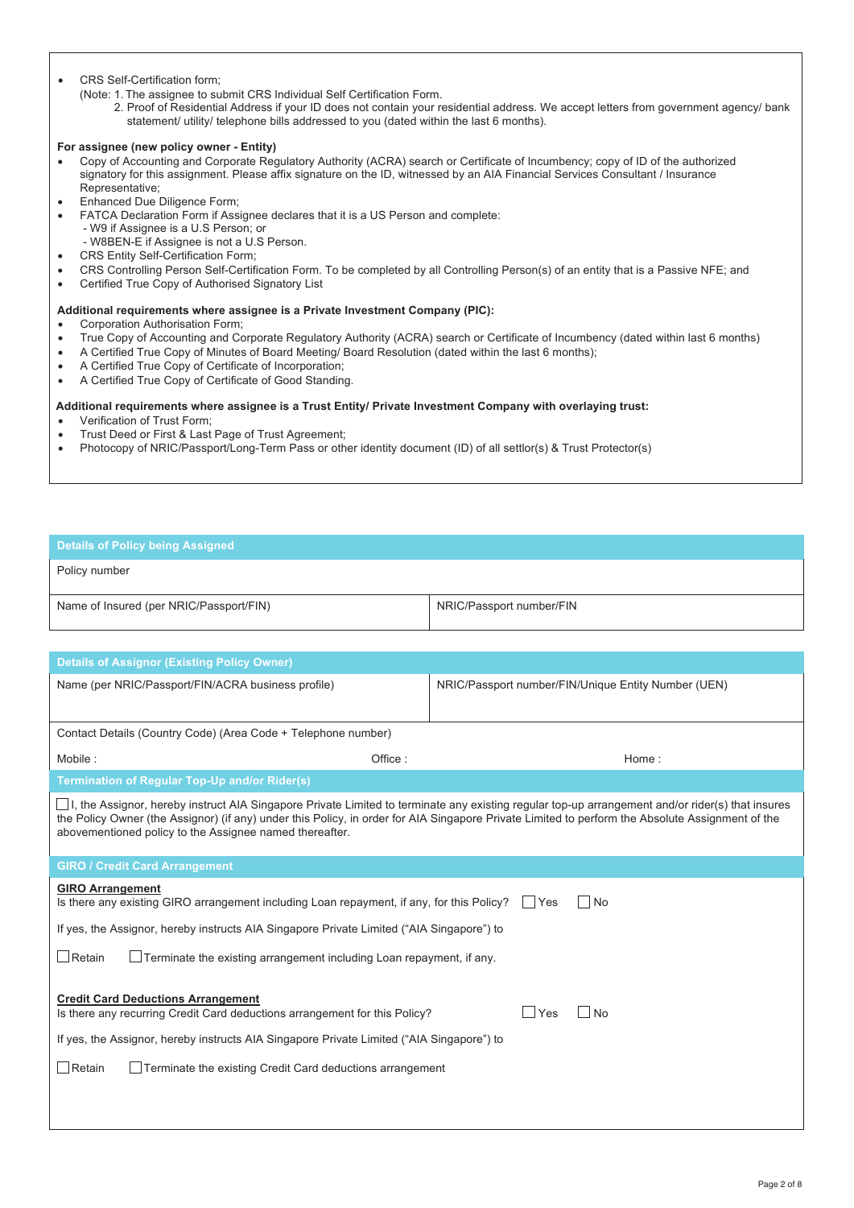- CRS Self-Certification form;
  (Note: 1. The assignee to submit CRS Individual Self Certification Form.
  2. Proof of Residential Address if your ID does not contain your residential address. We accept letters from government agency/ bank statement/ utility/ telephone bills addressed to you (dated within the last 6 months).

**For assignee (new policy owner - Entity)**

- Copy of Accounting and Corporate Regulatory Authority (ACRA) search or Certificate of Incumbency; copy of ID of the authorized signatory for this assignment. Please affix signature on the ID, witnessed by an AIA Financial Services Consultant / Insurance Representative;
- Enhanced Due Diligence Form;
- FATCA Declaration Form if Assignee declares that it is a US Person and complete:
  - W9 if Assignee is a U.S Person; or
  - W8BEN-E if Assignee is not a U.S Person.
- CRS Entity Self-Certification Form;
- CRS Controlling Person Self-Certification Form. To be completed by all Controlling Person(s) of an entity that is a Passive NFE; and
- Certified True Copy of Authorised Signatory List

**Additional requirements where assignee is a Private Investment Company (PIC):**

- Corporation Authorisation Form;
- True Copy of Accounting and Corporate Regulatory Authority (ACRA) search or Certificate of Incumbency (dated within last 6 months)
- A Certified True Copy of Minutes of Board Meeting/ Board Resolution (dated within the last 6 months);
- A Certified True Copy of Certificate of Incorporation;
- A Certified True Copy of Certificate of Good Standing.

**Additional requirements where assignee is a Trust Entity/ Private Investment Company with overlaying trust:**

- Verification of Trust Form;
- Trust Deed or First & Last Page of Trust Agreement;
- Photocopy of NRIC/Passport/Long-Term Pass or other identity document (ID) of all settlor(s) & Trust Protector(s)

## Details of Policy being Assigned

| Policy number | |
|---|---|
| Name of Insured (per NRIC/Passport/FIN) | NRIC/Passport number/FIN |

## Details of Assignor (Existing Policy Owner)

| Name (per NRIC/Passport/FIN/ACRA business profile) | NRIC/Passport number/FIN/Unique Entity Number (UEN) | |
|---|---|---|
| Contact Details (Country Code) (Area Code + Telephone number) | | |
| Mobile : | Office : | Home : |

## Termination of Regular Top-Up and/or Rider(s)

☐ I, the Assignor, hereby instruct AIA Singapore Private Limited to terminate any existing regular top-up arrangement and/or rider(s) that insures the Policy Owner (the Assignor) (if any) under this Policy, in order for AIA Singapore Private Limited to perform the Absolute Assignment of the abovementioned policy to the Assignee named thereafter.

## GIRO / Credit Card Arrangement

**GIRO Arrangement**

Is there any existing GIRO arrangement including Loan repayment, if any, for this Policy? ☐ Yes ☐ No

If yes, the Assignor, hereby instructs AIA Singapore Private Limited ("AIA Singapore") to

☐ Retain ☐ Terminate the existing arrangement including Loan repayment, if any.

**Credit Card Deductions Arrangement**

Is there any recurring Credit Card deductions arrangement for this Policy? ☐ Yes ☐ No

If yes, the Assignor, hereby instructs AIA Singapore Private Limited ("AIA Singapore") to

☐ Retain ☐ Terminate the existing Credit Card deductions arrangement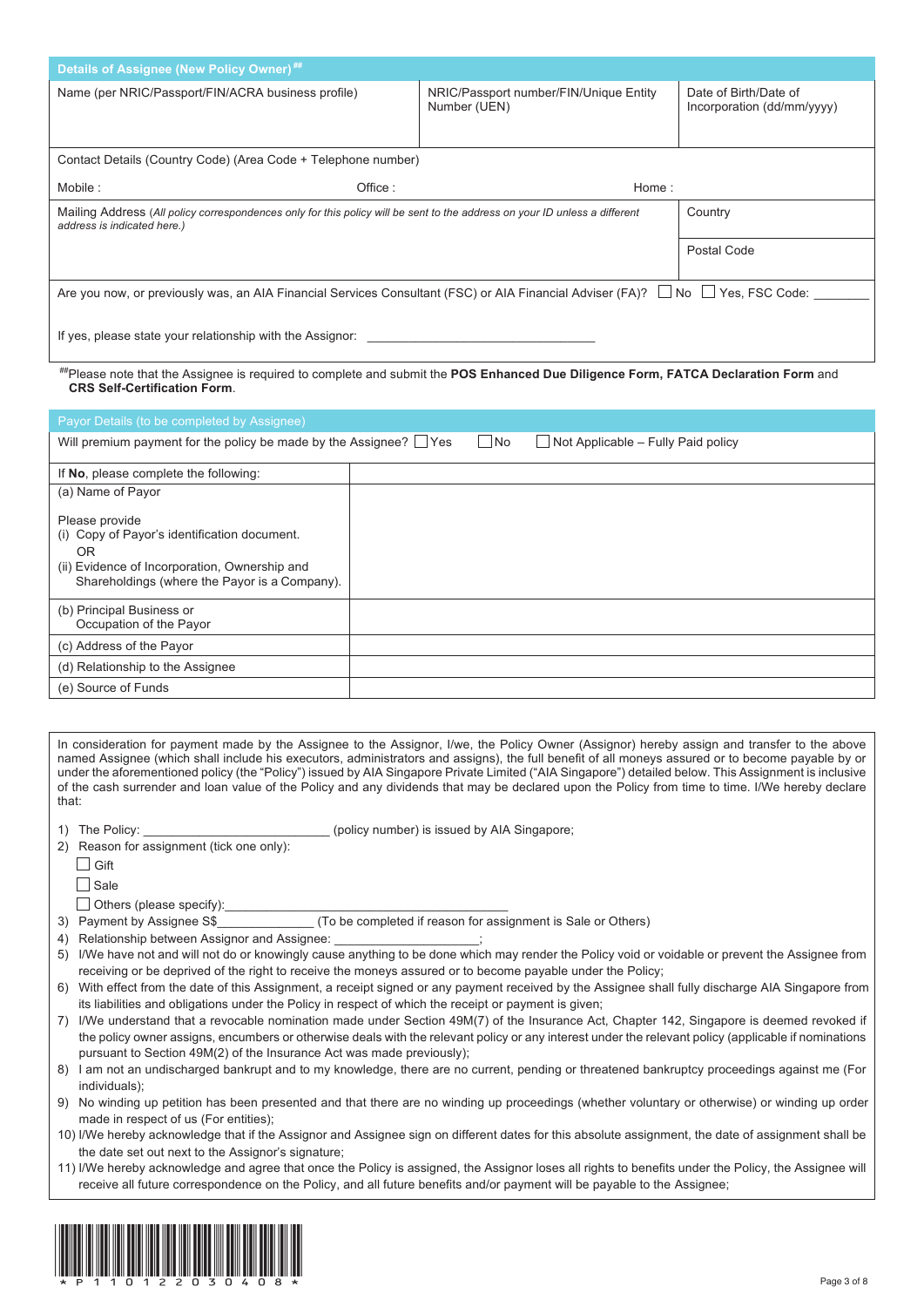## Details of Assignee (New Policy Owner)[##]

| Name (per NRIC/Passport/FIN/ACRA business profile) | NRIC/Passport number/FIN/Unique Entity Number (UEN) | Date of Birth/Date of Incorporation (dd/mm/yyyy) |
|---|---|---|
| | | |

Contact Details (Country Code) (Area Code + Telephone number)

Mobile : Office : Home :

| Mailing Address (*All policy correspondences only for this policy will be sent to the address on your ID unless a different address is indicated here.*) | Country |
|---|---|
| | Postal Code |

Are you now, or previously was, an AIA Financial Services Consultant (FSC) or AIA Financial Adviser (FA)? ☐ No ☐ Yes, FSC Code: ________

If yes, please state your relationship with the Assignor: ________________________________

[##]Please note that the Assignee is required to complete and submit the **POS Enhanced Due Diligence Form, FATCA Declaration Form** and **CRS Self-Certification Form**.

## Payor Details (to be completed by Assignee)

Will premium payment for the policy be made by the Assignee? ☐ Yes ☐ No ☐ Not Applicable – Fully Paid policy

| If **No**, please complete the following: | |
|---|---|
| (a) Name of Payor<br><br>Please provide<br>(i) Copy of Payor's identification document.<br>OR<br>(ii) Evidence of Incorporation, Ownership and Shareholdings (where the Payor is a Company). | |
| (b) Principal Business or Occupation of the Payor | |
| (c) Address of the Payor | |
| (d) Relationship to the Assignee | |
| (e) Source of Funds | |

In consideration for payment made by the Assignee to the Assignor, I/we, the Policy Owner (Assignor) hereby assign and transfer to the above named Assignee (which shall include his executors, administrators and assigns), the full benefit of all moneys assured or to become payable by or under the aforementioned policy (the "Policy") issued by AIA Singapore Private Limited ("AIA Singapore") detailed below. This Assignment is inclusive of the cash surrender and loan value of the Policy and any dividends that may be declared upon the Policy from time to time. I/We hereby declare that:

1) The Policy: __________________________ (policy number) is issued by AIA Singapore;
2) Reason for assignment (tick one only):
   - ☐ Gift
   - ☐ Sale
   - ☐ Others (please specify):________________________________________
3) Payment by Assignee S$______________ (To be completed if reason for assignment is Sale or Others)
4) Relationship between Assignor and Assignee: ____________________;
5) I/We have not and will not do or knowingly cause anything to be done which may render the Policy void or voidable or prevent the Assignee from receiving or be deprived of the right to receive the moneys assured or to become payable under the Policy;
6) With effect from the date of this Assignment, a receipt signed or any payment received by the Assignee shall fully discharge AIA Singapore from its liabilities and obligations under the Policy in respect of which the receipt or payment is given;
7) I/We understand that a revocable nomination made under Section 49M(7) of the Insurance Act, Chapter 142, Singapore is deemed revoked if the policy owner assigns, encumbers or otherwise deals with the relevant policy or any interest under the relevant policy (applicable if nominations pursuant to Section 49M(2) of the Insurance Act was made previously);
8) I am not an undischarged bankrupt and to my knowledge, there are no current, pending or threatened bankruptcy proceedings against me (For individuals);
9) No winding up petition has been presented and that there are no winding up proceedings (whether voluntary or otherwise) or winding up order made in respect of us (For entities);
10) I/We hereby acknowledge that if the Assignor and Assignee sign on different dates for this absolute assignment, the date of assignment shall be the date set out next to the Assignor's signature;
11) I/We hereby acknowledge and agree that once the Policy is assigned, the Assignor loses all rights to benefits under the Policy, the Assignee will receive all future correspondence on the Policy, and all future benefits and/or payment will be payable to the Assignee;

*P110122030408*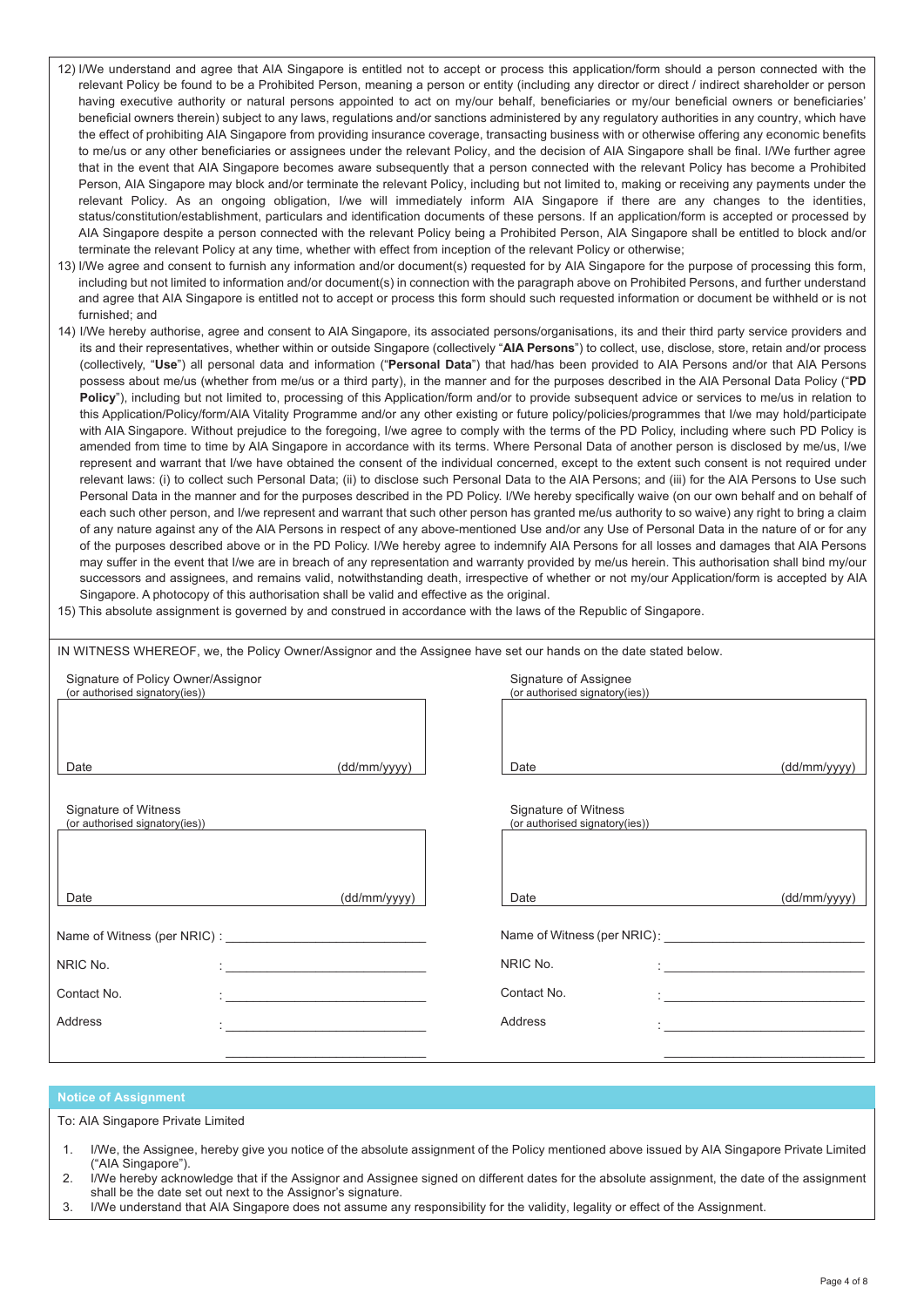12) I/We understand and agree that AIA Singapore is entitled not to accept or process this application/form should a person connected with the relevant Policy be found to be a Prohibited Person, meaning a person or entity (including any director or direct / indirect shareholder or person having executive authority or natural persons appointed to act on my/our behalf, beneficiaries or my/our beneficial owners or beneficiaries' beneficial owners therein) subject to any laws, regulations and/or sanctions administered by any regulatory authorities in any country, which have the effect of prohibiting AIA Singapore from providing insurance coverage, transacting business with or otherwise offering any economic benefits to me/us or any other beneficiaries or assignees under the relevant Policy, and the decision of AIA Singapore shall be final. I/We further agree that in the event that AIA Singapore becomes aware subsequently that a person connected with the relevant Policy has become a Prohibited Person, AIA Singapore may block and/or terminate the relevant Policy, including but not limited to, making or receiving any payments under the relevant Policy. As an ongoing obligation, I/we will immediately inform AIA Singapore if there are any changes to the identities, status/constitution/establishment, particulars and identification documents of these persons. If an application/form is accepted or processed by AIA Singapore despite a person connected with the relevant Policy being a Prohibited Person, AIA Singapore shall be entitled to block and/or terminate the relevant Policy at any time, whether with effect from inception of the relevant Policy or otherwise;

13) I/We agree and consent to furnish any information and/or document(s) requested for by AIA Singapore for the purpose of processing this form, including but not limited to information and/or document(s) in connection with the paragraph above on Prohibited Persons, and further understand and agree that AIA Singapore is entitled not to accept or process this form should such requested information or document be withheld or is not furnished; and

14) I/We hereby authorise, agree and consent to AIA Singapore, its associated persons/organisations, its and their third party service providers and its and their representatives, whether within or outside Singapore (collectively "**AIA Persons**") to collect, use, disclose, store, retain and/or process (collectively, "**Use**") all personal data and information ("**Personal Data**") that had/has been provided to AIA Persons and/or that AIA Persons possess about me/us (whether from me/us or a third party), in the manner and for the purposes described in the AIA Personal Data Policy ("**PD Policy**"), including but not limited to, processing of this Application/form and/or to provide subsequent advice or services to me/us in relation to this Application/Policy/form/AIA Vitality Programme and/or any other existing or future policy/policies/programmes that I/we may hold/participate with AIA Singapore. Without prejudice to the foregoing, I/we agree to comply with the terms of the PD Policy, including where such PD Policy is amended from time to time by AIA Singapore in accordance with its terms. Where Personal Data of another person is disclosed by me/us, I/we represent and warrant that I/we have obtained the consent of the individual concerned, except to the extent such consent is not required under relevant laws: (i) to collect such Personal Data; (ii) to disclose such Personal Data to the AIA Persons; and (iii) for the AIA Persons to Use such Personal Data in the manner and for the purposes described in the PD Policy. I/We hereby specifically waive (on our own behalf and on behalf of each such other person, and I/we represent and warrant that such other person has granted me/us authority to so waive) any right to bring a claim of any nature against any of the AIA Persons in respect of any above-mentioned Use and/or any Use of Personal Data in the nature of or for any of the purposes described above or in the PD Policy. I/We hereby agree to indemnify AIA Persons for all losses and damages that AIA Persons may suffer in the event that I/we are in breach of any representation and warranty provided by me/us herein. This authorisation shall bind my/our successors and assignees, and remains valid, notwithstanding death, irrespective of whether or not my/our Application/form is accepted by AIA Singapore. A photocopy of this authorisation shall be valid and effective as the original.

15) This absolute assignment is governed by and construed in accordance with the laws of the Republic of Singapore.

IN WITNESS WHEREOF, we, the Policy Owner/Assignor and the Assignee have set our hands on the date stated below.

| Signature of Policy Owner/Assignor (or authorised signatory(ies)) | Signature of Assignee (or authorised signatory(ies)) |
|---|---|
| | |
| Date (dd/mm/yyyy) | Date (dd/mm/yyyy) |
| **Signature of Witness** (or authorised signatory(ies)) | **Signature of Witness** (or authorised signatory(ies)) |
| | |
| Date (dd/mm/yyyy) | Date (dd/mm/yyyy) |
| Name of Witness (per NRIC) : | Name of Witness (per NRIC): |
| NRIC No. : | NRIC No. : |
| Contact No. : | Contact No. : |
| Address : | Address : |

## Notice of Assignment

To: AIA Singapore Private Limited

1. I/We, the Assignee, hereby give you notice of the absolute assignment of the Policy mentioned above issued by AIA Singapore Private Limited ("AIA Singapore").
2. I/We hereby acknowledge that if the Assignor and Assignee signed on different dates for the absolute assignment, the date of the assignment shall be the date set out next to the Assignor's signature.
3. I/We understand that AIA Singapore does not assume any responsibility for the validity, legality or effect of the Assignment.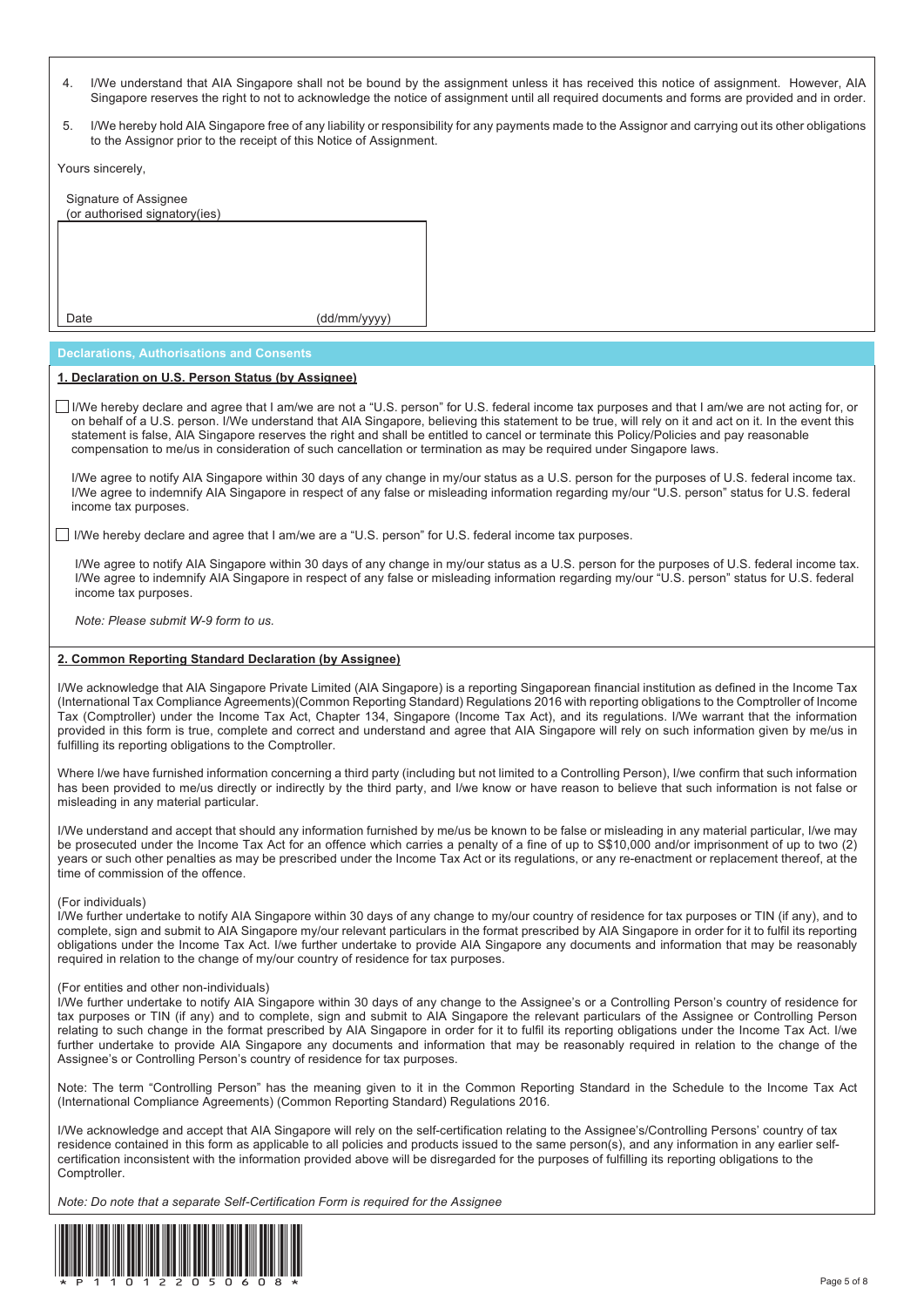4. I/We understand that AIA Singapore shall not be bound by the assignment unless it has received this notice of assignment. However, AIA Singapore reserves the right to not to acknowledge the notice of assignment until all required documents and forms are provided and in order.

5. I/We hereby hold AIA Singapore free of any liability or responsibility for any payments made to the Assignor and carrying out its other obligations to the Assignor prior to the receipt of this Notice of Assignment.

Yours sincerely,

Signature of Assignee
(or authorised signatory(ies)

Date (dd/mm/yyyy)

## Declarations, Authorisations and Consents

**1. Declaration on U.S. Person Status (by Assignee)**

☐ I/We hereby declare and agree that I am/we are not a "U.S. person" for U.S. federal income tax purposes and that I am/we are not acting for, or on behalf of a U.S. person. I/We understand that AIA Singapore, believing this statement to be true, will rely on it and act on it. In the event this statement is false, AIA Singapore reserves the right and shall be entitled to cancel or terminate this Policy/Policies and pay reasonable compensation to me/us in consideration of such cancellation or termination as may be required under Singapore laws.

I/We agree to notify AIA Singapore within 30 days of any change in my/our status as a U.S. person for the purposes of U.S. federal income tax. I/We agree to indemnify AIA Singapore in respect of any false or misleading information regarding my/our "U.S. person" status for U.S. federal income tax purposes.

☐ I/We hereby declare and agree that I am/we are a "U.S. person" for U.S. federal income tax purposes.

I/We agree to notify AIA Singapore within 30 days of any change in my/our status as a U.S. person for the purposes of U.S. federal income tax. I/We agree to indemnify AIA Singapore in respect of any false or misleading information regarding my/our "U.S. person" status for U.S. federal income tax purposes.

*Note: Please submit W-9 form to us.*

**2. Common Reporting Standard Declaration (by Assignee)**

I/We acknowledge that AIA Singapore Private Limited (AIA Singapore) is a reporting Singaporean financial institution as defined in the Income Tax (International Tax Compliance Agreements)(Common Reporting Standard) Regulations 2016 with reporting obligations to the Comptroller of Income Tax (Comptroller) under the Income Tax Act, Chapter 134, Singapore (Income Tax Act), and its regulations. I/We warrant that the information provided in this form is true, complete and correct and understand and agree that AIA Singapore will rely on such information given by me/us in fulfilling its reporting obligations to the Comptroller.

Where I/we have furnished information concerning a third party (including but not limited to a Controlling Person), I/we confirm that such information has been provided to me/us directly or indirectly by the third party, and I/we know or have reason to believe that such information is not false or misleading in any material particular.

I/We understand and accept that should any information furnished by me/us be known to be false or misleading in any material particular, I/we may be prosecuted under the Income Tax Act for an offence which carries a penalty of a fine of up to S$10,000 and/or imprisonment of up to two (2) years or such other penalties as may be prescribed under the Income Tax Act or its regulations, or any re-enactment or replacement thereof, at the time of commission of the offence.

(For individuals)
I/We further undertake to notify AIA Singapore within 30 days of any change to my/our country of residence for tax purposes or TIN (if any), and to complete, sign and submit to AIA Singapore my/our relevant particulars in the format prescribed by AIA Singapore in order for it to fulfil its reporting obligations under the Income Tax Act. I/we further undertake to provide AIA Singapore any documents and information that may be reasonably required in relation to the change of my/our country of residence for tax purposes.

(For entities and other non-individuals)
I/We further undertake to notify AIA Singapore within 30 days of any change to the Assignee's or a Controlling Person's country of residence for tax purposes or TIN (if any) and to complete, sign and submit to AIA Singapore the relevant particulars of the Assignee or Controlling Person relating to such change in the format prescribed by AIA Singapore in order for it to fulfil its reporting obligations under the Income Tax Act. I/we further undertake to provide AIA Singapore any documents and information that may be reasonably required in relation to the change of the Assignee's or Controlling Person's country of residence for tax purposes.

Note: The term "Controlling Person" has the meaning given to it in the Common Reporting Standard in the Schedule to the Income Tax Act (International Compliance Agreements) (Common Reporting Standard) Regulations 2016.

I/We acknowledge and accept that AIA Singapore will rely on the self-certification relating to the Assignee's/Controlling Persons' country of tax residence contained in this form as applicable to all policies and products issued to the same person(s), and any information in any earlier self-certification inconsistent with the information provided above will be disregarded for the purposes of fulfilling its reporting obligations to the Comptroller.

*Note: Do note that a separate Self-Certification Form is required for the Assignee*

\* P 1 1 0 1 2 2 0 5 0 6 0 8 \*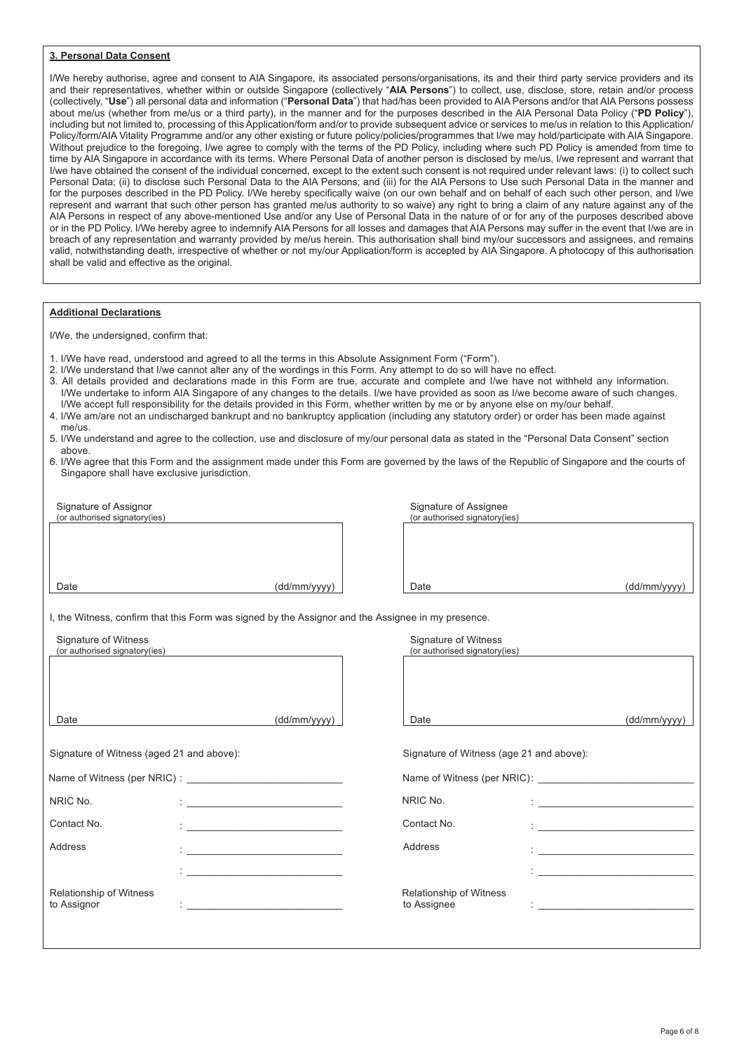### 3. Personal Data Consent

I/We hereby authorise, agree and consent to AIA Singapore, its associated persons/organisations, its and their third party service providers and its and their representatives, whether within or outside Singapore (collectively "**AIA Persons**") to collect, use, disclose, store, retain and/or process (collectively, "**Use**") all personal data and information ("**Personal Data**") that had/has been provided to AIA Persons and/or that AIA Persons possess about me/us (whether from me/us or a third party), in the manner and for the purposes described in the AIA Personal Data Policy ("**PD Policy**"), including but not limited to, processing of this Application/form and/or to provide subsequent advice or services to me/us in relation to this Application/ Policy/form/AIA Vitality Programme and/or any other existing or future policy/policies/programmes that I/we may hold/participate with AIA Singapore. Without prejudice to the foregoing, I/we agree to comply with the terms of the PD Policy, including where such PD Policy is amended from time to time by AIA Singapore in accordance with its terms. Where Personal Data of another person is disclosed by me/us, I/we represent and warrant that I/we have obtained the consent of the individual concerned, except to the extent such consent is not required under relevant laws: (i) to collect such Personal Data; (ii) to disclose such Personal Data to the AIA Persons; and (iii) for the AIA Persons to Use such Personal Data in the manner and for the purposes described in the PD Policy. I/We hereby specifically waive (on our own behalf and on behalf of each such other person, and I/we represent and warrant that such other person has granted me/us authority to so waive) any right to bring a claim of any nature against any of the AIA Persons in respect of any above-mentioned Use and/or any Use of Personal Data in the nature of or for any of the purposes described above or in the PD Policy. I/We hereby agree to indemnify AIA Persons for all losses and damages that AIA Persons may suffer in the event that I/we are in breach of any representation and warranty provided by me/us herein. This authorisation shall bind my/our successors and assignees, and remains valid, notwithstanding death, irrespective of whether or not my/our Application/form is accepted by AIA Singapore. A photocopy of this authorisation shall be valid and effective as the original.

### Additional Declarations

I/We, the undersigned, confirm that:

1. I/We have read, understood and agreed to all the terms in this Absolute Assignment Form ("Form").
2. I/We understand that I/we cannot alter any of the wordings in this Form. Any attempt to do so will have no effect.
3. All details provided and declarations made in this Form are true, accurate and complete and I/we have not withheld any information. I/We undertake to inform AIA Singapore of any changes to the details. I/we have provided as soon as I/we become aware of such changes. I/We accept full responsibility for the details provided in this Form, whether written by me or by anyone else on my/our behalf.
4. I/We am/are not an undischarged bankrupt and no bankruptcy application (including any statutory order) or order has been made against me/us.
5. I/We understand and agree to the collection, use and disclosure of my/our personal data as stated in the "Personal Data Consent" section above.
6. I/We agree that this Form and the assignment made under this Form are governed by the laws of the Republic of Singapore and the courts of Singapore shall have exclusive jurisdiction.

| Signature of Assignor (or authorised signatory(ies)) | Signature of Assignee (or authorised signatory(ies)) |
| --- | --- |
| | |
| Date (dd/mm/yyyy) | Date (dd/mm/yyyy) |

I, the Witness, confirm that this Form was signed by the Assignor and the Assignee in my presence.

| Signature of Witness (or authorised signatory(ies)) | Signature of Witness (or authorised signatory(ies)) |
| --- | --- |
| | |
| Date (dd/mm/yyyy) | Date (dd/mm/yyyy) |

| Signature of Witness (aged 21 and above): | Signature of Witness (age 21 and above): |
| --- | --- |
| Name of Witness (per NRIC) : ____________ | Name of Witness (per NRIC): ____________ |
| NRIC No. : ____________ | NRIC No. : ____________ |
| Contact No. : ____________ | Contact No. : ____________ |
| Address : ____________ | Address : ____________ |
| : ____________ | : ____________ |
| Relationship of Witness to Assignor : ____________ | Relationship of Witness to Assignee : ____________ |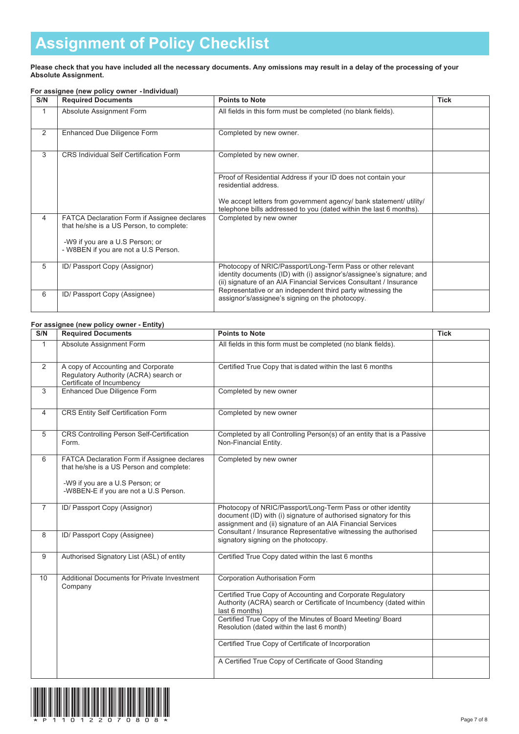# Assignment of Policy Checklist

**Please check that you have included all the necessary documents. Any omissions may result in a delay of the processing of your Absolute Assignment.**

**For assignee (new policy owner - Individual)**

| S/N | Required Documents | Points to Note | Tick |
|---|---|---|---|
| 1 | Absolute Assignment Form | All fields in this form must be completed (no blank fields). | |
| 2 | Enhanced Due Diligence Form | Completed by new owner. | |
| 3 | CRS Individual Self Certification Form | Completed by new owner. | |
| | | Proof of Residential Address if your ID does not contain your residential address.<br><br>We accept letters from government agency/ bank statement/ utility/ telephone bills addressed to you (dated within the last 6 months). | |
| 4 | FATCA Declaration Form if Assignee declares that he/she is a US Person, to complete:<br><br>-W9 if you are a U.S Person; or<br>- W8BEN if you are not a U.S Person. | Completed by new owner | |
| 5 | ID/ Passport Copy (Assignor) | Photocopy of NRIC/Passport/Long-Term Pass or other relevant identity documents (ID) with (i) assignor's/assignee's signature; and (ii) signature of an AIA Financial Services Consultant / Insurance Representative or an independent third party witnessing the assignor's/assignee's signing on the photocopy. | |
| 6 | ID/ Passport Copy (Assignee) | | |

**For assignee (new policy owner - Entity)**

| S/N | Required Documents | Points to Note | Tick |
|---|---|---|---|
| 1 | Absolute Assignment Form | All fields in this form must be completed (no blank fields). | |
| 2 | A copy of Accounting and Corporate Regulatory Authority (ACRA) search or Certificate of Incumbency | Certified True Copy that is dated within the last 6 months | |
| 3 | Enhanced Due Diligence Form | Completed by new owner | |
| 4 | CRS Entity Self Certification Form | Completed by new owner | |
| 5 | CRS Controlling Person Self-Certification Form. | Completed by all Controlling Person(s) of an entity that is a Passive Non-Financial Entity. | |
| 6 | FATCA Declaration Form if Assignee declares that he/she is a US Person and complete:<br><br>-W9 if you are a U.S Person; or<br>-W8BEN-E if you are not a U.S Person. | Completed by new owner | |
| 7 | ID/ Passport Copy (Assignor) | Photocopy of NRIC/Passport/Long-Term Pass or other identity document (ID) with (i) signature of authorised signatory for this assignment and (ii) signature of an AIA Financial Services Consultant / Insurance Representative witnessing the authorised signatory signing on the photocopy. | |
| 8 | ID/ Passport Copy (Assignee) | | |
| 9 | Authorised Signatory List (ASL) of entity | Certified True Copy dated within the last 6 months | |
| 10 | Additional Documents for Private Investment Company | Corporation Authorisation Form | |
| | | Certified True Copy of Accounting and Corporate Regulatory Authority (ACRA) search or Certificate of Incumbency (dated within last 6 months) | |
| | | Certified True Copy of the Minutes of Board Meeting/ Board Resolution (dated within the last 6 month) | |
| | | Certified True Copy of Certificate of Incorporation | |
| | | A Certified True Copy of Certificate of Good Standing | |

*P110122070808*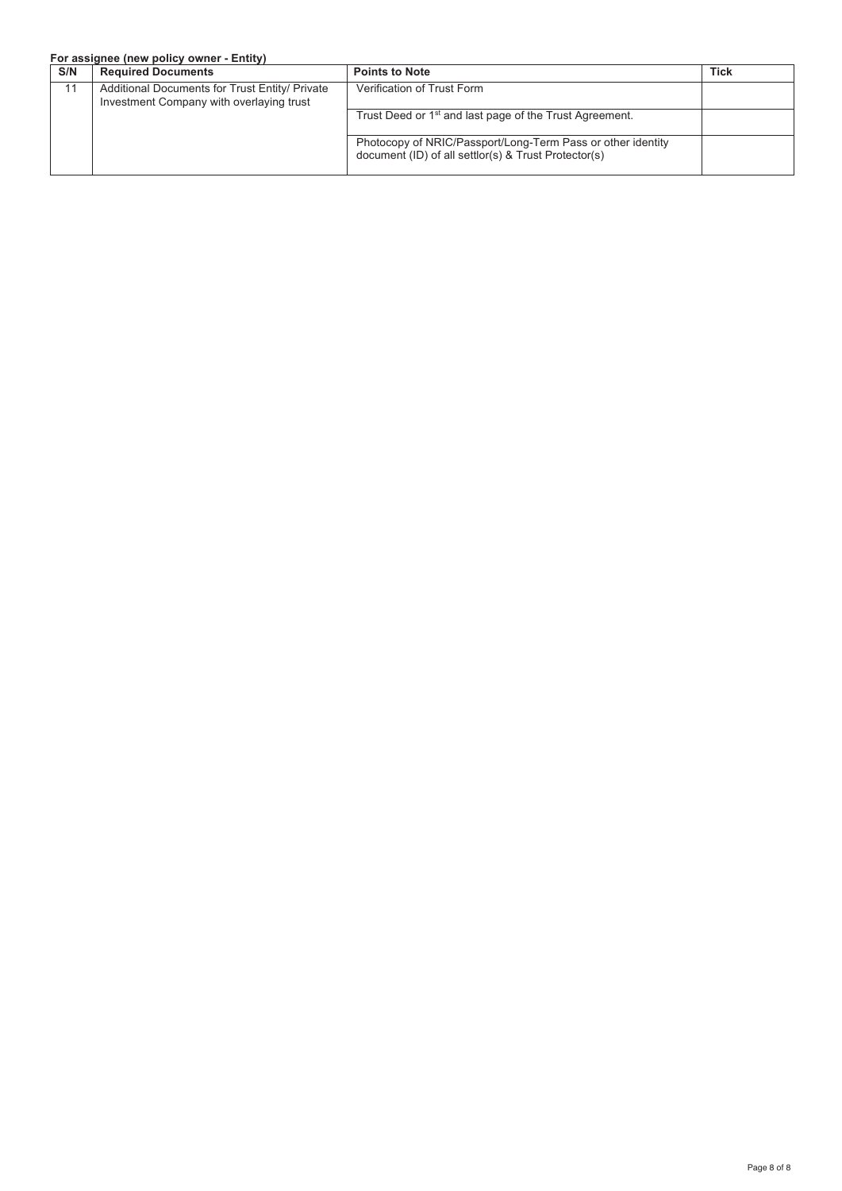**For assignee (new policy owner - Entity)**

| S/N | Required Documents | Points to Note | Tick |
|---|---|---|---|
| 11 | Additional Documents for Trust Entity/ Private Investment Company with overlaying trust | Verification of Trust Form | |
| | | Trust Deed or 1st and last page of the Trust Agreement. | |
| | | Photocopy of NRIC/Passport/Long-Term Pass or other identity document (ID) of all settlor(s) & Trust Protector(s) | |